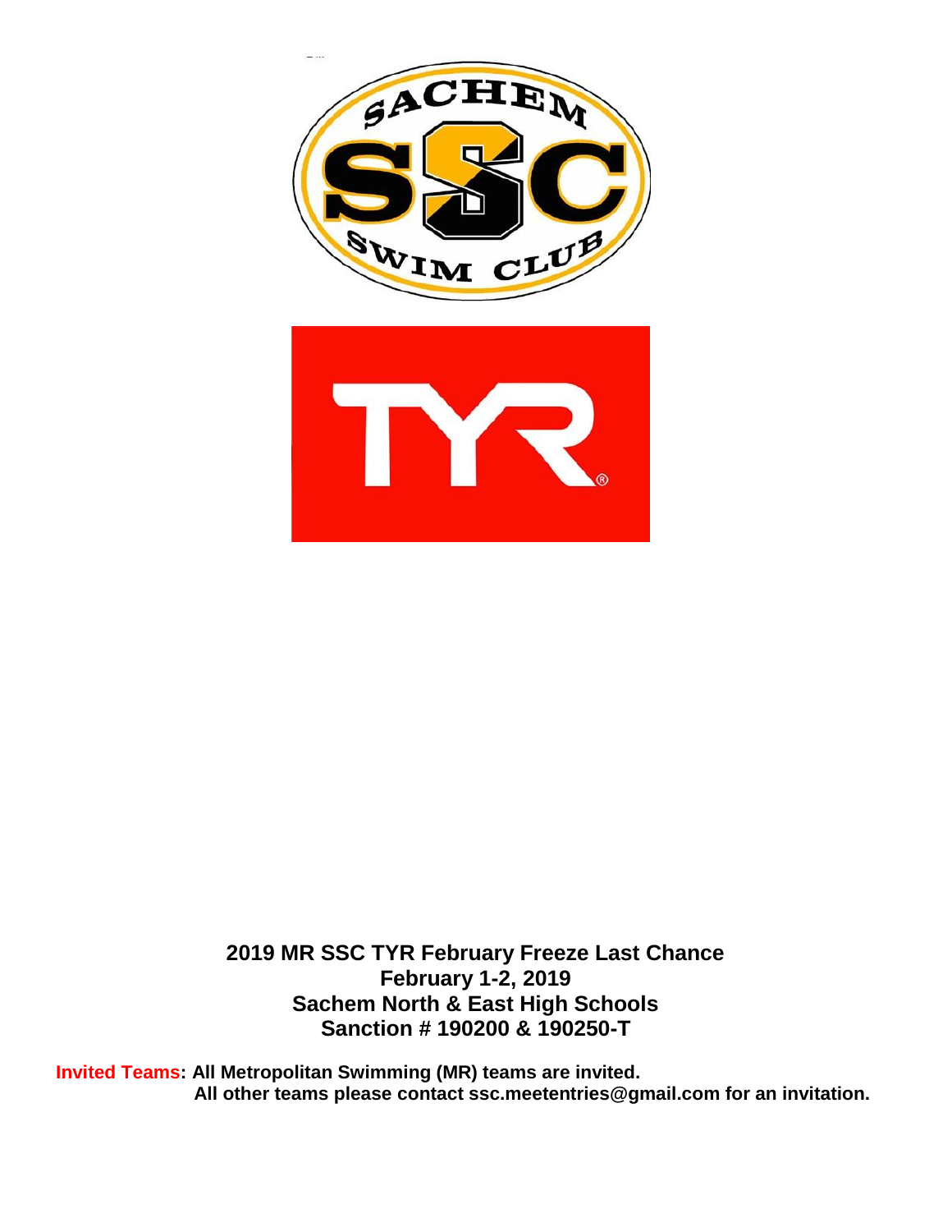**2019 MR SSC TYR February Freeze Last Chance**
**February 1-2, 2019**
**Sachem North & East High Schools**
**Sanction # 190200 & 190250-T**

**Invited Teams: All Metropolitan Swimming (MR) teams are invited.**
**All other teams please contact ssc.meetentries@gmail.com for an invitation.**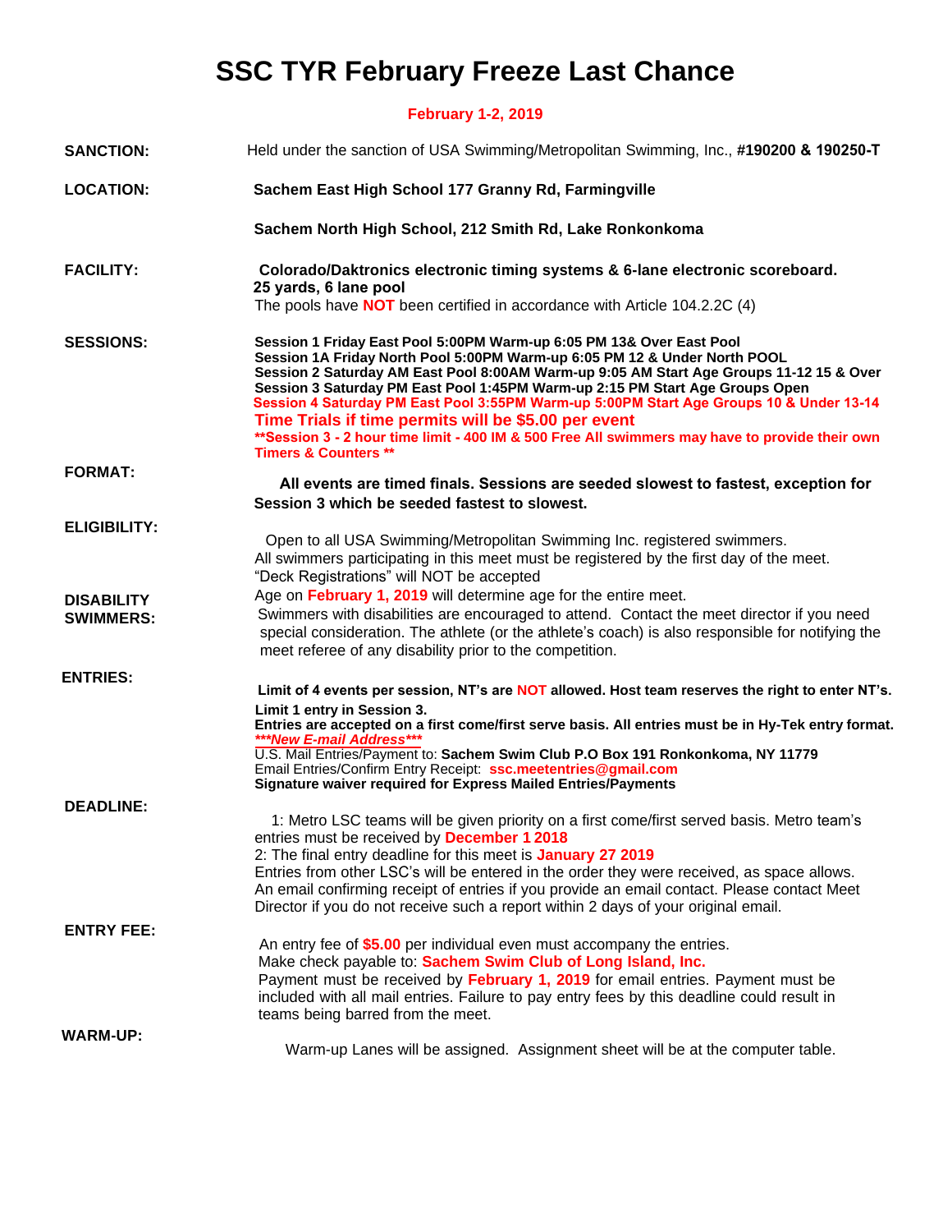# SSC TYR February Freeze Last Chance

**February 1-2, 2019**

**SANCTION:** Held under the sanction of USA Swimming/Metropolitan Swimming, Inc., **#190200 & 190250-T**

**LOCATION:** **Sachem East High School 177 Granny Rd, Farmingville**

**Sachem North High School, 212 Smith Rd, Lake Ronkonkoma**

**FACILITY:** **Colorado/Daktronics electronic timing systems & 6-lane electronic scoreboard.**
**25 yards, 6 lane pool**
The pools have **NOT** been certified in accordance with Article 104.2.2C (4)

**SESSIONS:**
**Session 1 Friday East Pool 5:00PM Warm-up 6:05 PM 13& Over East Pool**
**Session 1A Friday North Pool 5:00PM Warm-up 6:05 PM 12 & Under North POOL**
**Session 2 Saturday AM East Pool 8:00AM Warm-up 9:05 AM Start Age Groups 11-12 15 & Over**
**Session 3 Saturday PM East Pool 1:45PM Warm-up 2:15 PM Start Age Groups Open**
**Session 4 Saturday PM East Pool 3:55PM Warm-up 5:00PM Start Age Groups 10 & Under 13-14**
**Time Trials if time permits will be $5.00 per event**
**\*\*Session 3 - 2 hour time limit - 400 IM & 500 Free All swimmers may have to provide their own Timers & Counters \*\***

**FORMAT:** **All events are timed finals. Sessions are seeded slowest to fastest, exception for Session 3 which be seeded fastest to slowest.**

**ELIGIBILITY:** Open to all USA Swimming/Metropolitan Swimming Inc. registered swimmers.
All swimmers participating in this meet must be registered by the first day of the meet.
"Deck Registrations" will NOT be accepted
Age on **February 1, 2019** will determine age for the entire meet.

**DISABILITY SWIMMERS:** Swimmers with disabilities are encouraged to attend. Contact the meet director if you need special consideration. The athlete (or the athlete's coach) is also responsible for notifying the meet referee of any disability prior to the competition.

**ENTRIES:**
**Limit of 4 events per session, NT's are NOT allowed. Host team reserves the right to enter NT's.**
**Limit 1 entry in Session 3.**
**Entries are accepted on a first come/first serve basis. All entries must be in Hy-Tek entry format.**
***\*\*\*New E-mail Address\*\*\****
U.S. Mail Entries/Payment to: **Sachem Swim Club P.O Box 191 Ronkonkoma, NY 11779**
Email Entries/Confirm Entry Receipt: **ssc.meetentries@gmail.com**
**Signature waiver required for Express Mailed Entries/Payments**

**DEADLINE:**
1: Metro LSC teams will be given priority on a first come/first served basis. Metro team's entries must be received by **December 1 2018**
2: The final entry deadline for this meet is **January 27 2019**
Entries from other LSC's will be entered in the order they were received, as space allows.
An email confirming receipt of entries if you provide an email contact. Please contact Meet Director if you do not receive such a report within 2 days of your original email.

**ENTRY FEE:**
An entry fee of **$5.00** per individual even must accompany the entries.
Make check payable to: **Sachem Swim Club of Long Island, Inc.**
Payment must be received by **February 1, 2019** for email entries. Payment must be included with all mail entries. Failure to pay entry fees by this deadline could result in teams being barred from the meet.

**WARM-UP:** Warm-up Lanes will be assigned. Assignment sheet will be at the computer table.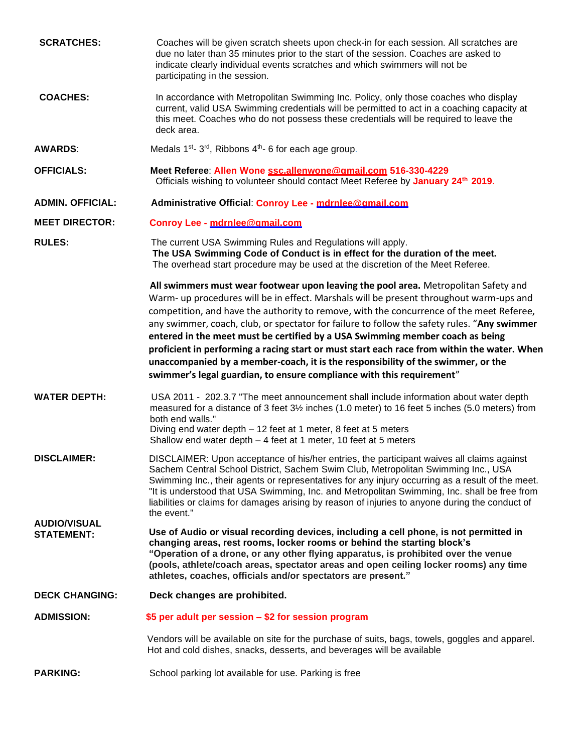**SCRATCHES:** Coaches will be given scratch sheets upon check-in for each session. All scratches are due no later than 35 minutes prior to the start of the session. Coaches are asked to indicate clearly individual events scratches and which swimmers will not be participating in the session.

**COACHES:** In accordance with Metropolitan Swimming Inc. Policy, only those coaches who display current, valid USA Swimming credentials will be permitted to act in a coaching capacity at this meet. Coaches who do not possess these credentials will be required to leave the deck area.

**AWARDS**: Medals 1st- 3rd, Ribbons 4th- 6 for each age group.

**OFFICIALS:** **Meet Referee**: **Allen Wone ssc.allenwone@gmail.com 516-330-4229**
Officials wishing to volunteer should contact Meet Referee by **January 24th 2019**.

**ADMIN. OFFICIAL:** **Administrative Official**: **Conroy Lee - mdrnlee@gmail.com**

**MEET DIRECTOR:** **Conroy Lee - mdrnlee@gmail.com**

**RULES:** The current USA Swimming Rules and Regulations will apply.
**The USA Swimming Code of Conduct is in effect for the duration of the meet.**
The overhead start procedure may be used at the discretion of the Meet Referee.

**All swimmers must wear footwear upon leaving the pool area.** Metropolitan Safety and Warm- up procedures will be in effect. Marshals will be present throughout warm-ups and competition, and have the authority to remove, with the concurrence of the meet Referee, any swimmer, coach, club, or spectator for failure to follow the safety rules. "**Any swimmer entered in the meet must be certified by a USA Swimming member coach as being proficient in performing a racing start or must start each race from within the water. When unaccompanied by a member-coach, it is the responsibility of the swimmer, or the swimmer's legal guardian, to ensure compliance with this requirement**"

**WATER DEPTH:** USA 2011 - 202.3.7 "The meet announcement shall include information about water depth measured for a distance of 3 feet 3½ inches (1.0 meter) to 16 feet 5 inches (5.0 meters) from both end walls."
Diving end water depth – 12 feet at 1 meter, 8 feet at 5 meters
Shallow end water depth – 4 feet at 1 meter, 10 feet at 5 meters

**DISCLAIMER:** DISCLAIMER: Upon acceptance of his/her entries, the participant waives all claims against Sachem Central School District, Sachem Swim Club, Metropolitan Swimming Inc., USA Swimming Inc., their agents or representatives for any injury occurring as a result of the meet. "It is understood that USA Swimming, Inc. and Metropolitan Swimming, Inc. shall be free from liabilities or claims for damages arising by reason of injuries to anyone during the conduct of the event."

**AUDIO/VISUAL STATEMENT:** **Use of Audio or visual recording devices, including a cell phone, is not permitted in changing areas, rest rooms, locker rooms or behind the starting block's "Operation of a drone, or any other flying apparatus, is prohibited over the venue (pools, athlete/coach areas, spectator areas and open ceiling locker rooms) any time athletes, coaches, officials and/or spectators are present."**

**DECK CHANGING:** **Deck changes are prohibited.**

**ADMISSION:** **$5 per adult per session – $2 for session program**

Vendors will be available on site for the purchase of suits, bags, towels, goggles and apparel. Hot and cold dishes, snacks, desserts, and beverages will be available

**PARKING:** School parking lot available for use. Parking is free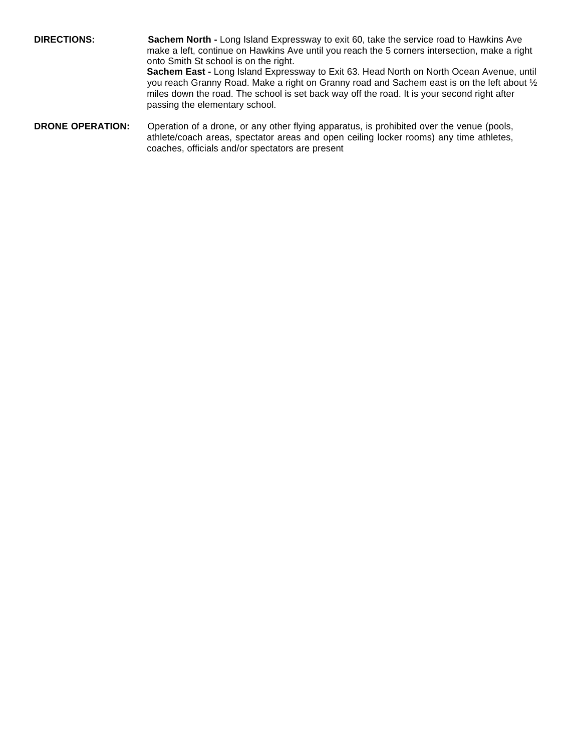**DIRECTIONS:**

**Sachem North -** Long Island Expressway to exit 60, take the service road to Hawkins Ave make a left, continue on Hawkins Ave until you reach the 5 corners intersection, make a right onto Smith St school is on the right.

**Sachem East -** Long Island Expressway to Exit 63. Head North on North Ocean Avenue, until you reach Granny Road. Make a right on Granny road and Sachem east is on the left about ½ miles down the road. The school is set back way off the road. It is your second right after passing the elementary school.

**DRONE OPERATION:**

Operation of a drone, or any other flying apparatus, is prohibited over the venue (pools, athlete/coach areas, spectator areas and open ceiling locker rooms) any time athletes, coaches, officials and/or spectators are present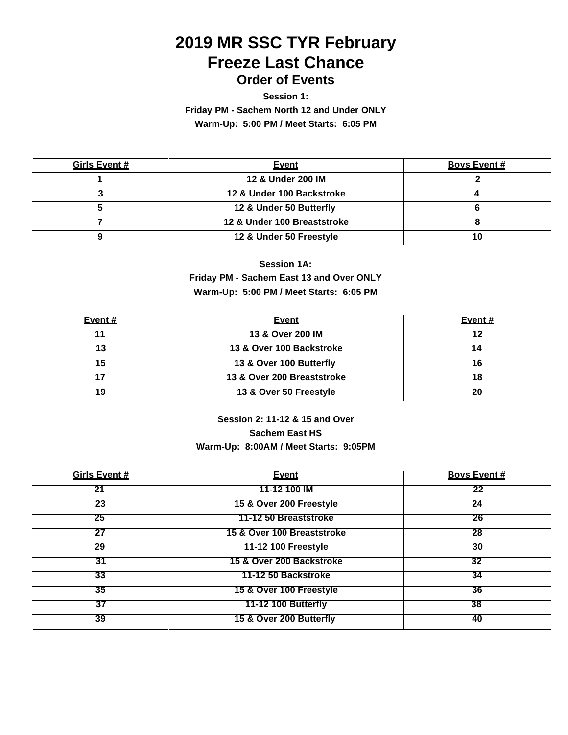# 2019 MR SSC TYR February Freeze Last Chance

## Order of Events

**Session 1:**

**Friday PM - Sachem North 12 and Under ONLY**

**Warm-Up: 5:00 PM / Meet Starts: 6:05 PM**

| Girls Event # | Event | Boys Event # |
|---|---|---|
| 1 | 12 & Under 200 IM | 2 |
| 3 | 12 & Under 100 Backstroke | 4 |
| 5 | 12 & Under 50 Butterfly | 6 |
| 7 | 12 & Under 100 Breaststroke | 8 |
| 9 | 12 & Under 50 Freestyle | 10 |

**Session 1A:**

**Friday PM - Sachem East 13 and Over ONLY**

**Warm-Up: 5:00 PM / Meet Starts: 6:05 PM**

| Event # | Event | Event # |
|---|---|---|
| 11 | 13 & Over 200 IM | 12 |
| 13 | 13 & Over 100 Backstroke | 14 |
| 15 | 13 & Over 100 Butterfly | 16 |
| 17 | 13 & Over 200 Breaststroke | 18 |
| 19 | 13 & Over 50 Freestyle | 20 |

**Session 2: 11-12 & 15 and Over**

**Sachem East HS**

**Warm-Up: 8:00AM / Meet Starts: 9:05PM**

| Girls Event # | Event | Boys Event # |
|---|---|---|
| 21 | 11-12 100 IM | 22 |
| 23 | 15 & Over 200 Freestyle | 24 |
| 25 | 11-12 50 Breaststroke | 26 |
| 27 | 15 & Over 100 Breaststroke | 28 |
| 29 | 11-12 100 Freestyle | 30 |
| 31 | 15 & Over 200 Backstroke | 32 |
| 33 | 11-12 50 Backstroke | 34 |
| 35 | 15 & Over 100 Freestyle | 36 |
| 37 | 11-12 100 Butterfly | 38 |
| 39 | 15 & Over 200 Butterfly | 40 |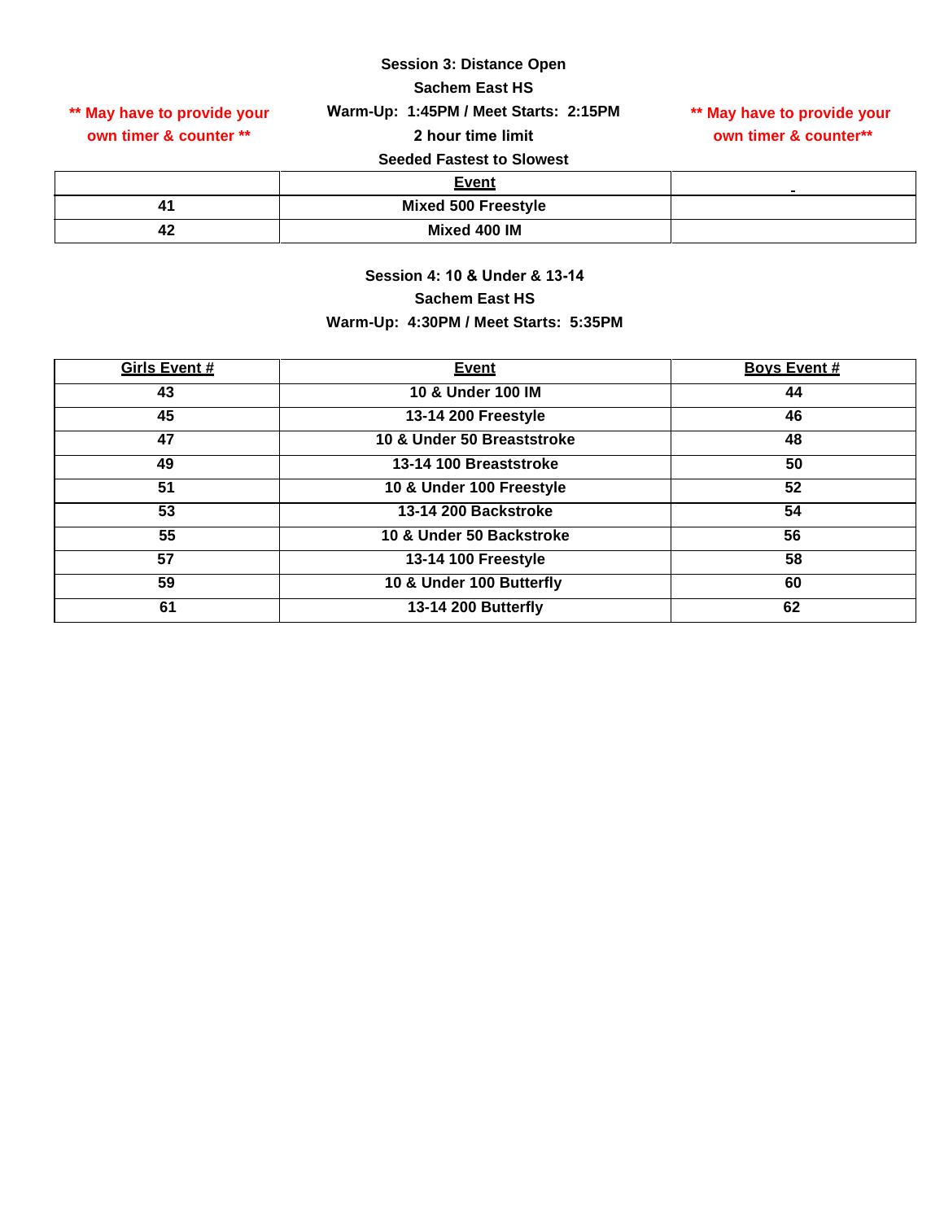**Session 3: Distance Open**

**Sachem East HS**

**Warm-Up: 1:45PM / Meet Starts: 2:15PM**

**2 hour time limit**

**Seeded Fastest to Slowest**

**\*\* May have to provide your own timer & counter \*\***

**\*\* May have to provide your own timer & counter\*\***

| | Event | - |
|---|---|---|
| 41 | Mixed 500 Freestyle | |
| 42 | Mixed 400 IM | |

**Session 4: 10 & Under & 13-14**

**Sachem East HS**

**Warm-Up: 4:30PM / Meet Starts: 5:35PM**

| Girls Event # | Event | Boys Event # |
|---|---|---|
| 43 | 10 & Under 100 IM | 44 |
| 45 | 13-14 200 Freestyle | 46 |
| 47 | 10 & Under 50 Breaststroke | 48 |
| 49 | 13-14 100 Breaststroke | 50 |
| 51 | 10 & Under 100 Freestyle | 52 |
| 53 | 13-14 200 Backstroke | 54 |
| 55 | 10 & Under 50 Backstroke | 56 |
| 57 | 13-14 100 Freestyle | 58 |
| 59 | 10 & Under 100 Butterfly | 60 |
| 61 | 13-14 200 Butterfly | 62 |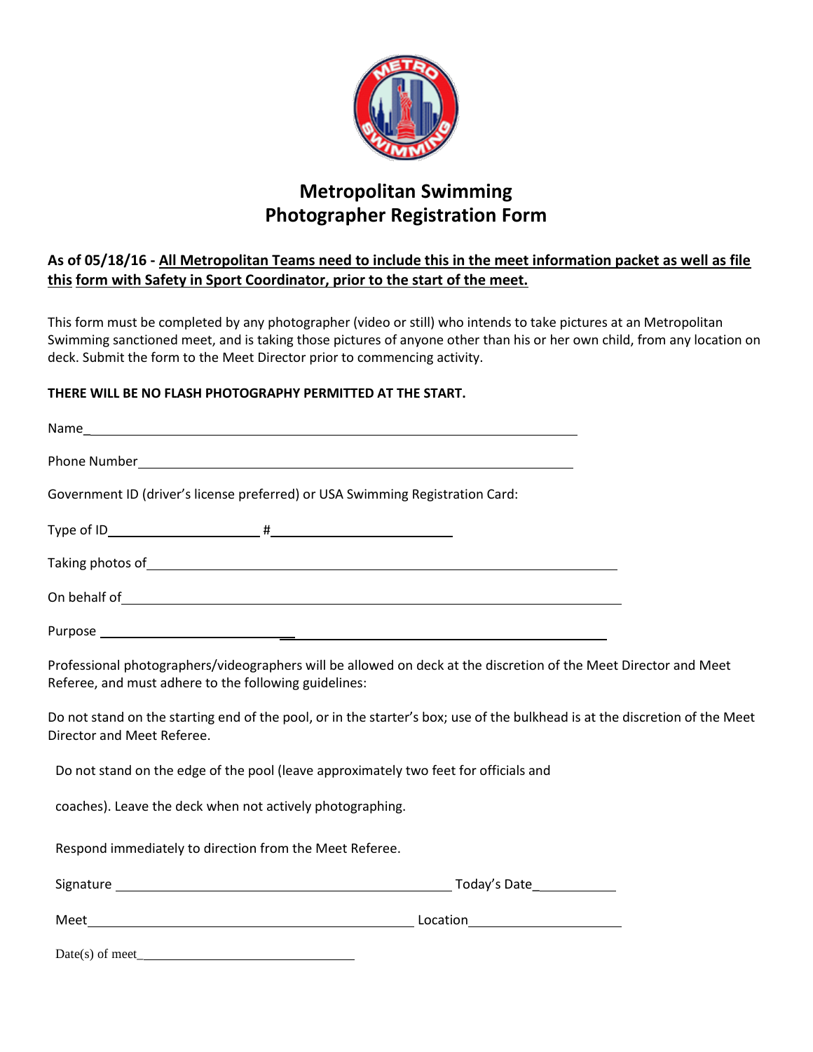# Metropolitan Swimming
# Photographer Registration Form

**As of 05/18/16 - All Metropolitan Teams need to include this in the meet information packet as well as file this form with Safety in Sport Coordinator, prior to the start of the meet.**

This form must be completed by any photographer (video or still) who intends to take pictures at an Metropolitan Swimming sanctioned meet, and is taking those pictures of anyone other than his or her own child, from any location on deck. Submit the form to the Meet Director prior to commencing activity.

**THERE WILL BE NO FLASH PHOTOGRAPHY PERMITTED AT THE START.**

Name\_\_\_\_\_\_\_\_\_\_\_\_\_\_\_\_\_\_\_\_\_\_\_\_\_\_\_\_\_\_\_\_\_\_\_\_\_\_\_\_\_\_\_\_\_\_\_\_\_\_\_\_\_\_\_\_\_\_\_\_

Phone Number\_\_\_\_\_\_\_\_\_\_\_\_\_\_\_\_\_\_\_\_\_\_\_\_\_\_\_\_\_\_\_\_\_\_\_\_\_\_\_\_\_\_\_\_\_\_\_\_\_\_\_\_

Government ID (driver's license preferred) or USA Swimming Registration Card:

Type of ID\_\_\_\_\_\_\_\_\_\_\_\_\_\_\_\_\_\_ #\_\_\_\_\_\_\_\_\_\_\_\_\_\_\_\_\_\_\_\_\_\_

Taking photos of\_\_\_\_\_\_\_\_\_\_\_\_\_\_\_\_\_\_\_\_\_\_\_\_\_\_\_\_\_\_\_\_\_\_\_\_\_\_\_\_\_\_\_\_\_\_\_\_\_\_\_\_\_\_

On behalf of\_\_\_\_\_\_\_\_\_\_\_\_\_\_\_\_\_\_\_\_\_\_\_\_\_\_\_\_\_\_\_\_\_\_\_\_\_\_\_\_\_\_\_\_\_\_\_\_\_\_\_\_\_\_\_\_\_\_

Purpose \_\_\_\_\_\_\_\_\_\_\_\_\_\_\_\_\_\_\_\_\_\_\_\_\_\_\_\_\_\_\_\_\_\_\_\_\_\_\_\_\_\_\_\_\_\_\_\_\_\_\_\_\_\_\_\_\_\_\_\_

Professional photographers/videographers will be allowed on deck at the discretion of the Meet Director and Meet Referee, and must adhere to the following guidelines:

Do not stand on the starting end of the pool, or in the starter's box; use of the bulkhead is at the discretion of the Meet Director and Meet Referee.

Do not stand on the edge of the pool (leave approximately two feet for officials and coaches). Leave the deck when not actively photographing.

Respond immediately to direction from the Meet Referee.

Signature \_\_\_\_\_\_\_\_\_\_\_\_\_\_\_\_\_\_\_\_\_\_\_\_\_\_\_\_\_\_\_\_\_\_\_\_\_\_\_\_ Today's Date\_\_\_\_\_\_\_\_\_\_

Meet\_\_\_\_\_\_\_\_\_\_\_\_\_\_\_\_\_\_\_\_\_\_\_\_\_\_\_\_\_\_\_\_\_\_\_\_\_\_\_\_ Location\_\_\_\_\_\_\_\_\_\_\_\_\_\_\_\_\_\_

Date(s) of meet\_\_\_\_\_\_\_\_\_\_\_\_\_\_\_\_\_\_\_\_\_\_\_\_\_\_